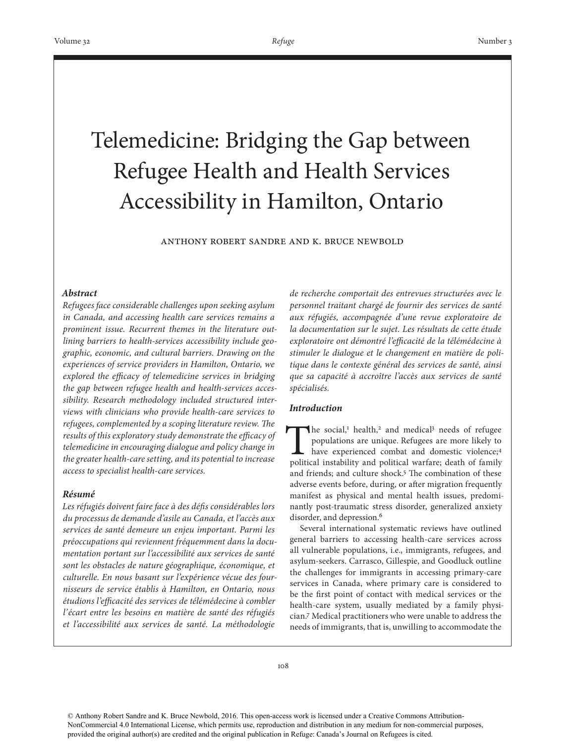# Telemedicine: Bridging the Gap between Refugee Health and Health Services Accessibility in Hamilton, Ontario

ANTHONY ROBERT SANDRE AND K. BRUCE NEWBOLD

### Abstract

*Refugees face considerable challenges upon seeking asylum in Canada, and accessing health care services remains a prominent issue. Recurrent themes in the literature outlining barriers to health-services accessibility include geographic, economic, and cultural barriers. Drawing on the experiences of service providers in Hamilton, Ontario, we explored the efficacy of telemedicine services in bridging the gap between refugee health and health-services accessibility. Research methodology included structured interviews with clinicians who provide health-care services to refugees, complemented by a scoping literature review. The results of this exploratory study demonstrate the efficacy of telemedicine in encouraging dialogue and policy change in the greater health-care setting, and its potential to increase access to specialist health-care services.*

### Résumé

*Les réfugiés doivent faire face à des défis considérables lors du processus de demande d'asile au Canada, et l'accès aux services de santé demeure un enjeu important. Parmi les préoccupations qui reviennent fréquemment dans la documentation portant sur l'accessibilité aux services de santé sont les obstacles de nature géographique, économique, et culturelle. En nous basant sur l'expérience vécue des fournisseurs de service établis à Hamilton, en Ontario, nous étudions l'efficacité des services de télémédecine à combler l'écart entre les besoins en matière de santé des réfugiés et l'accessibilité aux services de santé. La méthodologie de recherche comportait des entrevues structurées avec le personnel traitant chargé de fournir des services de santé aux réfugiés, accompagnée d'une revue exploratoire de la documentation sur le sujet. Les résultats de cette étude exploratoire ont démontré l'efficacité de la télémédecine à stimuler le dialogue et le changement en matière de politique dans le contexte général des services de santé, ainsi que sa capacité à accroître l'accès aux services de santé spécialisés.*

### Introduction

The social,[1] health,[2] and medical[3] needs of refugee populations are unique. Refugees are more likely to have experienced combat and domestic violence;[4] political instability and political warfare; death of family and friends; and culture shock.[5] The combination of these adverse events before, during, or after migration frequently manifest as physical and mental health issues, predominantly post-traumatic stress disorder, generalized anxiety disorder, and depression.[6]

Several international systematic reviews have outlined general barriers to accessing health-care services across all vulnerable populations, i.e., immigrants, refugees, and asylum-seekers. Carrasco, Gillespie, and Goodluck outline the challenges for immigrants in accessing primary-care services in Canada, where primary care is considered to be the first point of contact with medical services or the health-care system, usually mediated by a family physician.[7] Medical practitioners who were unable to address the needs of immigrants, that is, unwilling to accommodate the

© Anthony Robert Sandre and K. Bruce Newbold, 2016. This open-access work is licensed under a Creative Commons Attribution-NonCommercial 4.0 International License, which permits use, reproduction and distribution in any medium for non-commercial purposes, provided the original author(s) are credited and the original publication in Refuge: Canada's Journal on Refugees is cited.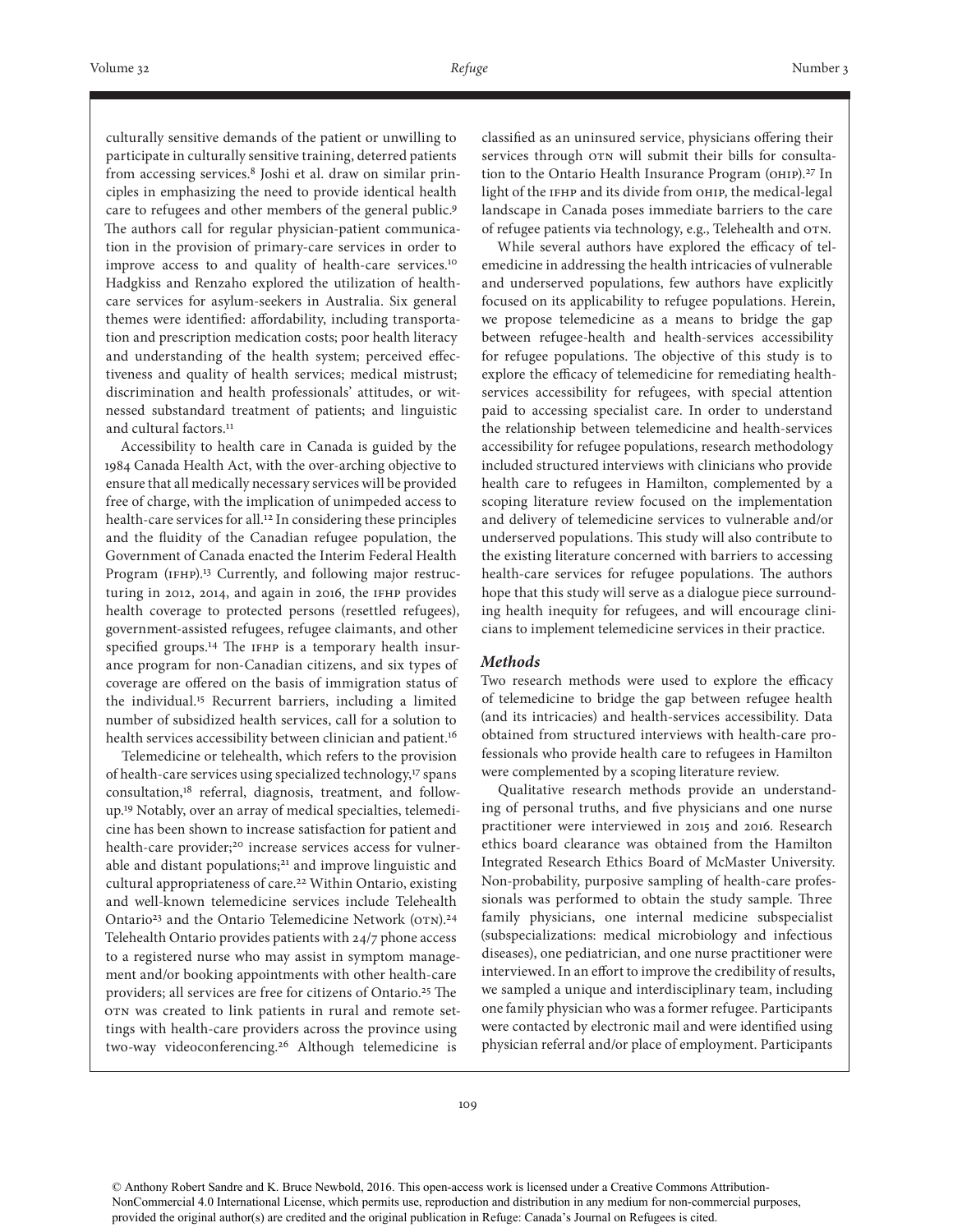culturally sensitive demands of the patient or unwilling to participate in culturally sensitive training, deterred patients from accessing services.[8] Joshi et al. draw on similar principles in emphasizing the need to provide identical health care to refugees and other members of the general public.[9] The authors call for regular physician-patient communication in the provision of primary-care services in order to improve access to and quality of health-care services.[10] Hadgkiss and Renzaho explored the utilization of health-care services for asylum-seekers in Australia. Six general themes were identified: affordability, including transportation and prescription medication costs; poor health literacy and understanding of the health system; perceived effectiveness and quality of health services; medical mistrust; discrimination and health professionals' attitudes, or witnessed substandard treatment of patients; and linguistic and cultural factors.[11]

Accessibility to health care in Canada is guided by the 1984 Canada Health Act, with the over-arching objective to ensure that all medically necessary services will be provided free of charge, with the implication of unimpeded access to health-care services for all.[12] In considering these principles and the fluidity of the Canadian refugee population, the Government of Canada enacted the Interim Federal Health Program (IFHP).[13] Currently, and following major restructuring in 2012, 2014, and again in 2016, the IFHP provides health coverage to protected persons (resettled refugees), government-assisted refugees, refugee claimants, and other specified groups.[14] The IFHP is a temporary health insurance program for non-Canadian citizens, and six types of coverage are offered on the basis of immigration status of the individual.[15] Recurrent barriers, including a limited number of subsidized health services, call for a solution to health services accessibility between clinician and patient.[16]

Telemedicine or telehealth, which refers to the provision of health-care services using specialized technology,[17] spans consultation,[18] referral, diagnosis, treatment, and follow-up.[19] Notably, over an array of medical specialties, telemedicine has been shown to increase satisfaction for patient and health-care provider;[20] increase services access for vulnerable and distant populations;[21] and improve linguistic and cultural appropriateness of care.[22] Within Ontario, existing and well-known telemedicine services include Telehealth Ontario[23] and the Ontario Telemedicine Network (OTN).[24] Telehealth Ontario provides patients with 24/7 phone access to a registered nurse who may assist in symptom management and/or booking appointments with other health-care providers; all services are free for citizens of Ontario.[25] The OTN was created to link patients in rural and remote settings with health-care providers across the province using two-way videoconferencing.[26] Although telemedicine is classified as an uninsured service, physicians offering their services through OTN will submit their bills for consultation to the Ontario Health Insurance Program (OHIP).[27] In light of the IFHP and its divide from OHIP, the medical-legal landscape in Canada poses immediate barriers to the care of refugee patients via technology, e.g., Telehealth and OTN.

While several authors have explored the efficacy of telemedicine in addressing the health intricacies of vulnerable and underserved populations, few authors have explicitly focused on its applicability to refugee populations. Herein, we propose telemedicine as a means to bridge the gap between refugee-health and health-services accessibility for refugee populations. The objective of this study is to explore the efficacy of telemedicine for remediating health-services accessibility for refugees, with special attention paid to accessing specialist care. In order to understand the relationship between telemedicine and health-services accessibility for refugee populations, research methodology included structured interviews with clinicians who provide health care to refugees in Hamilton, complemented by a scoping literature review focused on the implementation and delivery of telemedicine services to vulnerable and/or underserved populations. This study will also contribute to the existing literature concerned with barriers to accessing health-care services for refugee populations. The authors hope that this study will serve as a dialogue piece surrounding health inequity for refugees, and will encourage clinicians to implement telemedicine services in their practice.

### *Methods*

Two research methods were used to explore the efficacy of telemedicine to bridge the gap between refugee health (and its intricacies) and health-services accessibility. Data obtained from structured interviews with health-care professionals who provide health care to refugees in Hamilton were complemented by a scoping literature review.

Qualitative research methods provide an understanding of personal truths, and five physicians and one nurse practitioner were interviewed in 2015 and 2016. Research ethics board clearance was obtained from the Hamilton Integrated Research Ethics Board of McMaster University. Non-probability, purposive sampling of health-care professionals was performed to obtain the study sample. Three family physicians, one internal medicine subspecialist (subspecializations: medical microbiology and infectious diseases), one pediatrician, and one nurse practitioner were interviewed. In an effort to improve the credibility of results, we sampled a unique and interdisciplinary team, including one family physician who was a former refugee. Participants were contacted by electronic mail and were identified using physician referral and/or place of employment. Participants

© Anthony Robert Sandre and K. Bruce Newbold, 2016. This open-access work is licensed under a Creative Commons Attribution-NonCommercial 4.0 International License, which permits use, reproduction and distribution in any medium for non-commercial purposes, provided the original author(s) are credited and the original publication in Refuge: Canada's Journal on Refugees is cited.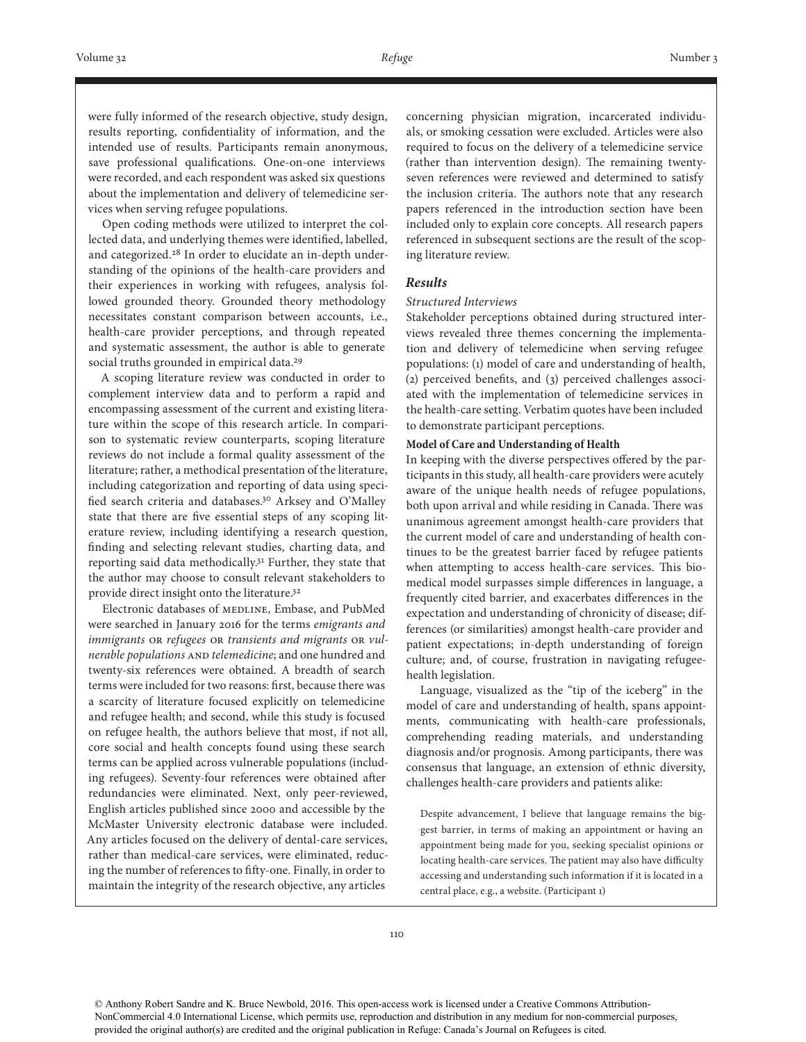were fully informed of the research objective, study design, results reporting, confidentiality of information, and the intended use of results. Participants remain anonymous, save professional qualifications. One-on-one interviews were recorded, and each respondent was asked six questions about the implementation and delivery of telemedicine services when serving refugee populations.

Open coding methods were utilized to interpret the collected data, and underlying themes were identified, labelled, and categorized.[28] In order to elucidate an in-depth understanding of the opinions of the health-care providers and their experiences in working with refugees, analysis followed grounded theory. Grounded theory methodology necessitates constant comparison between accounts, i.e., health-care provider perceptions, and through repeated and systematic assessment, the author is able to generate social truths grounded in empirical data.[29]

A scoping literature review was conducted in order to complement interview data and to perform a rapid and encompassing assessment of the current and existing literature within the scope of this research article. In comparison to systematic review counterparts, scoping literature reviews do not include a formal quality assessment of the literature; rather, a methodical presentation of the literature, including categorization and reporting of data using specified search criteria and databases.[30] Arksey and O'Malley state that there are five essential steps of any scoping literature review, including identifying a research question, finding and selecting relevant studies, charting data, and reporting said data methodically.[31] Further, they state that the author may choose to consult relevant stakeholders to provide direct insight onto the literature.[32]

Electronic databases of MEDLINE, Embase, and PubMed were searched in January 2016 for the terms *emigrants and immigrants* OR *refugees* OR *transients and migrants* OR *vulnerable populations* AND *telemedicine*; and one hundred and twenty-six references were obtained. A breadth of search terms were included for two reasons: first, because there was a scarcity of literature focused explicitly on telemedicine and refugee health; and second, while this study is focused on refugee health, the authors believe that most, if not all, core social and health concepts found using these search terms can be applied across vulnerable populations (including refugees). Seventy-four references were obtained after redundancies were eliminated. Next, only peer-reviewed, English articles published since 2000 and accessible by the McMaster University electronic database were included. Any articles focused on the delivery of dental-care services, rather than medical-care services, were eliminated, reducing the number of references to fifty-one. Finally, in order to maintain the integrity of the research objective, any articles concerning physician migration, incarcerated individuals, or smoking cessation were excluded. Articles were also required to focus on the delivery of a telemedicine service (rather than intervention design). The remaining twenty-seven references were reviewed and determined to satisfy the inclusion criteria. The authors note that any research papers referenced in the introduction section have been included only to explain core concepts. All research papers referenced in subsequent sections are the result of the scoping literature review.

## Results

### *Structured Interviews*

Stakeholder perceptions obtained during structured interviews revealed three themes concerning the implementation and delivery of telemedicine when serving refugee populations: (1) model of care and understanding of health, (2) perceived benefits, and (3) perceived challenges associated with the implementation of telemedicine services in the health-care setting. Verbatim quotes have been included to demonstrate participant perceptions.

#### Model of Care and Understanding of Health

In keeping with the diverse perspectives offered by the participants in this study, all health-care providers were acutely aware of the unique health needs of refugee populations, both upon arrival and while residing in Canada. There was unanimous agreement amongst health-care providers that the current model of care and understanding of health continues to be the greatest barrier faced by refugee patients when attempting to access health-care services. This biomedical model surpasses simple differences in language, a frequently cited barrier, and exacerbates differences in the expectation and understanding of chronicity of disease; differences (or similarities) amongst health-care provider and patient expectations; in-depth understanding of foreign culture; and, of course, frustration in navigating refugee-health legislation.

Language, visualized as the "tip of the iceberg" in the model of care and understanding of health, spans appointments, communicating with health-care professionals, comprehending reading materials, and understanding diagnosis and/or prognosis. Among participants, there was consensus that language, an extension of ethnic diversity, challenges health-care providers and patients alike:

> Despite advancement, I believe that language remains the biggest barrier, in terms of making an appointment or having an appointment being made for you, seeking specialist opinions or locating health-care services. The patient may also have difficulty accessing and understanding such information if it is located in a central place, e.g., a website. (Participant 1)

© Anthony Robert Sandre and K. Bruce Newbold, 2016. This open-access work is licensed under a Creative Commons Attribution-NonCommercial 4.0 International License, which permits use, reproduction and distribution in any medium for non-commercial purposes, provided the original author(s) are credited and the original publication in Refuge: Canada's Journal on Refugees is cited.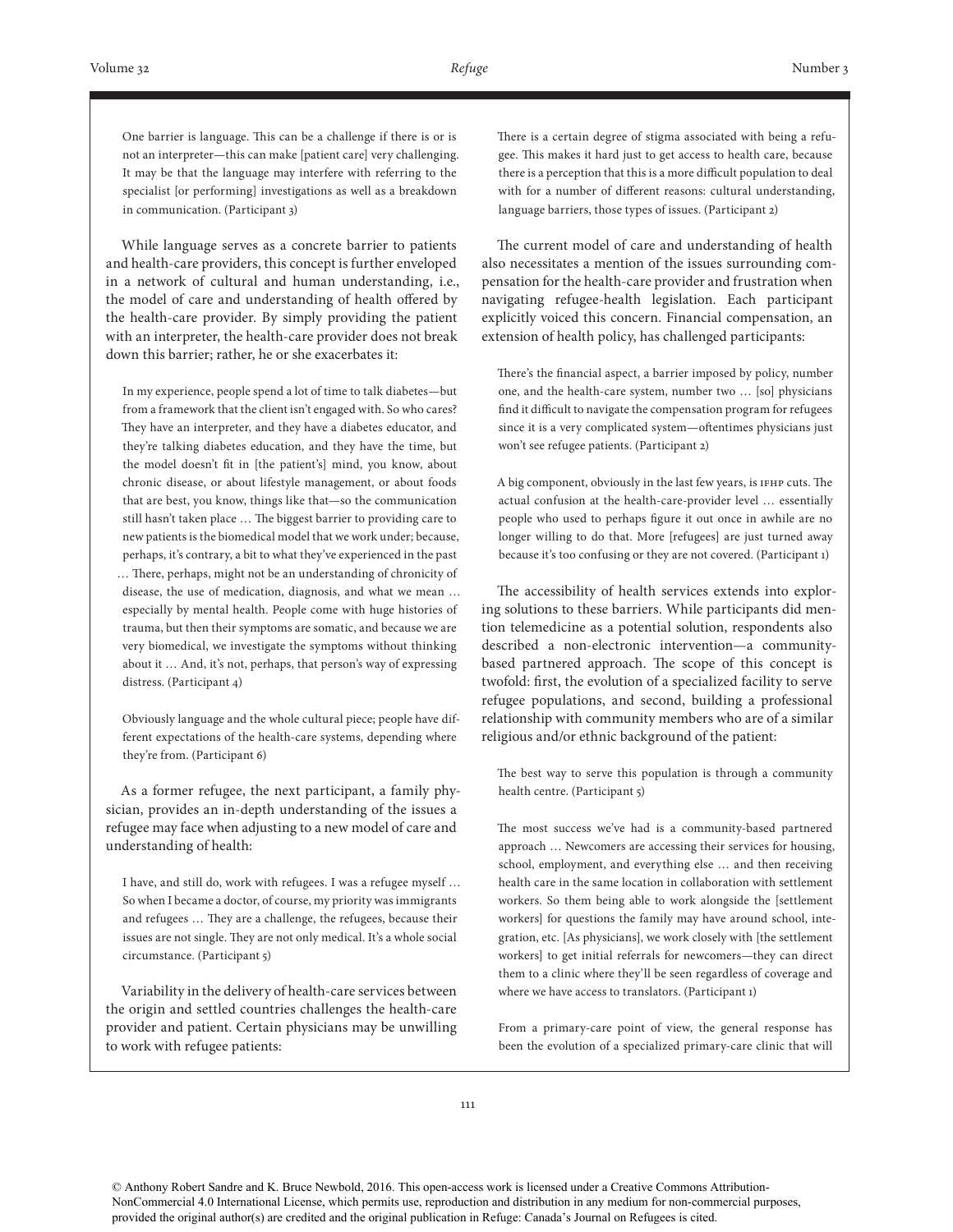> One barrier is language. This can be a challenge if there is or is not an interpreter—this can make [patient care] very challenging. It may be that the language may interfere with referring to the specialist [or performing] investigations as well as a breakdown in communication. (Participant 3)

While language serves as a concrete barrier to patients and health-care providers, this concept is further enveloped in a network of cultural and human understanding, i.e., the model of care and understanding of health offered by the health-care provider. By simply providing the patient with an interpreter, the health-care provider does not break down this barrier; rather, he or she exacerbates it:

> In my experience, people spend a lot of time to talk diabetes—but from a framework that the client isn't engaged with. So who cares? They have an interpreter, and they have a diabetes educator, and they're talking diabetes education, and they have the time, but the model doesn't fit in [the patient's] mind, you know, about chronic disease, or about lifestyle management, or about foods that are best, you know, things like that—so the communication still hasn't taken place … The biggest barrier to providing care to new patients is the biomedical model that we work under; because, perhaps, it's contrary, a bit to what they've experienced in the past … There, perhaps, might not be an understanding of chronicity of disease, the use of medication, diagnosis, and what we mean … especially by mental health. People come with huge histories of trauma, but then their symptoms are somatic, and because we are very biomedical, we investigate the symptoms without thinking about it … And, it's not, perhaps, that person's way of expressing distress. (Participant 4)

> Obviously language and the whole cultural piece; people have different expectations of the health-care systems, depending where they're from. (Participant 6)

As a former refugee, the next participant, a family physician, provides an in-depth understanding of the issues a refugee may face when adjusting to a new model of care and understanding of health:

> I have, and still do, work with refugees. I was a refugee myself … So when I became a doctor, of course, my priority was immigrants and refugees … They are a challenge, the refugees, because their issues are not single. They are not only medical. It's a whole social circumstance. (Participant 5)

Variability in the delivery of health-care services between the origin and settled countries challenges the health-care provider and patient. Certain physicians may be unwilling to work with refugee patients:

> There is a certain degree of stigma associated with being a refugee. This makes it hard just to get access to health care, because there is a perception that this is a more difficult population to deal with for a number of different reasons: cultural understanding, language barriers, those types of issues. (Participant 2)

The current model of care and understanding of health also necessitates a mention of the issues surrounding compensation for the health-care provider and frustration when navigating refugee-health legislation. Each participant explicitly voiced this concern. Financial compensation, an extension of health policy, has challenged participants:

> There's the financial aspect, a barrier imposed by policy, number one, and the health-care system, number two … [so] physicians find it difficult to navigate the compensation program for refugees since it is a very complicated system—oftentimes physicians just won't see refugee patients. (Participant 2)

> A big component, obviously in the last few years, is IFHP cuts. The actual confusion at the health-care-provider level … essentially people who used to perhaps figure it out once in awhile are no longer willing to do that. More [refugees] are just turned away because it's too confusing or they are not covered. (Participant 1)

The accessibility of health services extends into exploring solutions to these barriers. While participants did mention telemedicine as a potential solution, respondents also described a non-electronic intervention—a community-based partnered approach. The scope of this concept is twofold: first, the evolution of a specialized facility to serve refugee populations, and second, building a professional relationship with community members who are of a similar religious and/or ethnic background of the patient:

> The best way to serve this population is through a community health centre. (Participant 5)

> The most success we've had is a community-based partnered approach … Newcomers are accessing their services for housing, school, employment, and everything else … and then receiving health care in the same location in collaboration with settlement workers. So them being able to work alongside the [settlement workers] for questions the family may have around school, integration, etc. [As physicians], we work closely with [the settlement workers] to get initial referrals for newcomers—they can direct them to a clinic where they'll be seen regardless of coverage and where we have access to translators. (Participant 1)

> From a primary-care point of view, the general response has been the evolution of a specialized primary-care clinic that will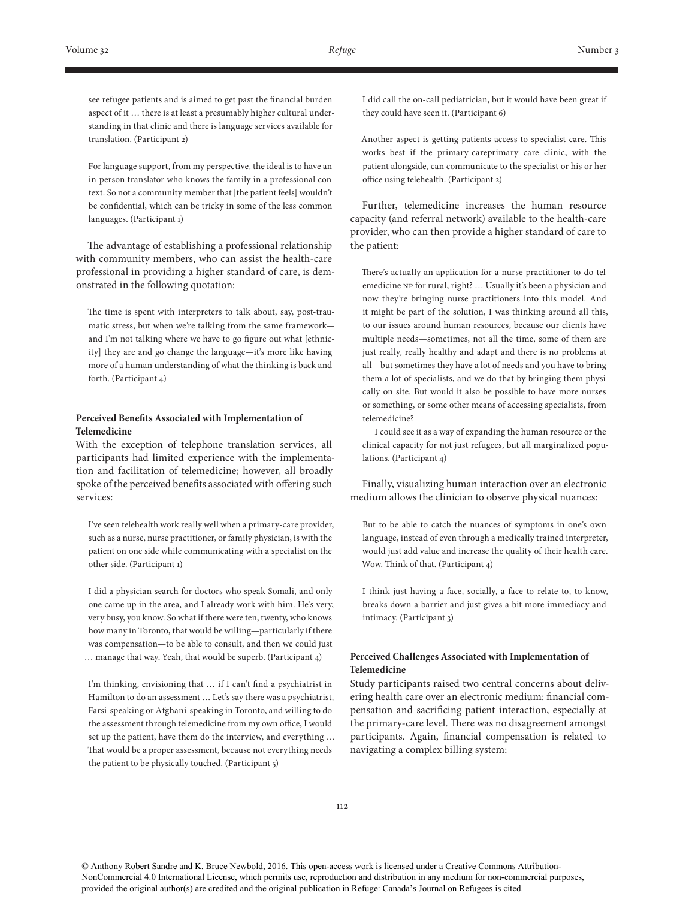see refugee patients and is aimed to get past the financial burden aspect of it … there is at least a presumably higher cultural understanding in that clinic and there is language services available for translation. (Participant 2)

For language support, from my perspective, the ideal is to have an in-person translator who knows the family in a professional context. So not a community member that [the patient feels] wouldn't be confidential, which can be tricky in some of the less common languages. (Participant 1)

The advantage of establishing a professional relationship with community members, who can assist the health-care professional in providing a higher standard of care, is demonstrated in the following quotation:

The time is spent with interpreters to talk about, say, post-traumatic stress, but when we're talking from the same framework—and I'm not talking where we have to go figure out what [ethnicity] they are and go change the language—it's more like having more of a human understanding of what the thinking is back and forth. (Participant 4)

**Perceived Benefits Associated with Implementation of Telemedicine**

With the exception of telephone translation services, all participants had limited experience with the implementation and facilitation of telemedicine; however, all broadly spoke of the perceived benefits associated with offering such services:

I've seen telehealth work really well when a primary-care provider, such as a nurse, nurse practitioner, or family physician, is with the patient on one side while communicating with a specialist on the other side. (Participant 1)

I did a physician search for doctors who speak Somali, and only one came up in the area, and I already work with him. He's very, very busy, you know. So what if there were ten, twenty, who knows how many in Toronto, that would be willing—particularly if there was compensation—to be able to consult, and then we could just … manage that way. Yeah, that would be superb. (Participant 4)

I'm thinking, envisioning that … if I can't find a psychiatrist in Hamilton to do an assessment … Let's say there was a psychiatrist, Farsi-speaking or Afghani-speaking in Toronto, and willing to do the assessment through telemedicine from my own office, I would set up the patient, have them do the interview, and everything … That would be a proper assessment, because not everything needs the patient to be physically touched. (Participant 5)

I did call the on-call pediatrician, but it would have been great if they could have seen it. (Participant 6)

Another aspect is getting patients access to specialist care. This works best if the primary-careprimary care clinic, with the patient alongside, can communicate to the specialist or his or her office using telehealth. (Participant 2)

Further, telemedicine increases the human resource capacity (and referral network) available to the health-care provider, who can then provide a higher standard of care to the patient:

There's actually an application for a nurse practitioner to do telemedicine NP for rural, right? … Usually it's been a physician and now they're bringing nurse practitioners into this model. And it might be part of the solution, I was thinking around all this, to our issues around human resources, because our clients have multiple needs—sometimes, not all the time, some of them are just really, really healthy and adapt and there is no problems at all—but sometimes they have a lot of needs and you have to bring them a lot of specialists, and we do that by bringing them physically on site. But would it also be possible to have more nurses or something, or some other means of accessing specialists, from telemedicine?

I could see it as a way of expanding the human resource or the clinical capacity for not just refugees, but all marginalized populations. (Participant 4)

Finally, visualizing human interaction over an electronic medium allows the clinician to observe physical nuances:

But to be able to catch the nuances of symptoms in one's own language, instead of even through a medically trained interpreter, would just add value and increase the quality of their health care. Wow. Think of that. (Participant 4)

I think just having a face, socially, a face to relate to, to know, breaks down a barrier and just gives a bit more immediacy and intimacy. (Participant 3)

**Perceived Challenges Associated with Implementation of Telemedicine**

Study participants raised two central concerns about delivering health care over an electronic medium: financial compensation and sacrificing patient interaction, especially at the primary-care level. There was no disagreement amongst participants. Again, financial compensation is related to navigating a complex billing system: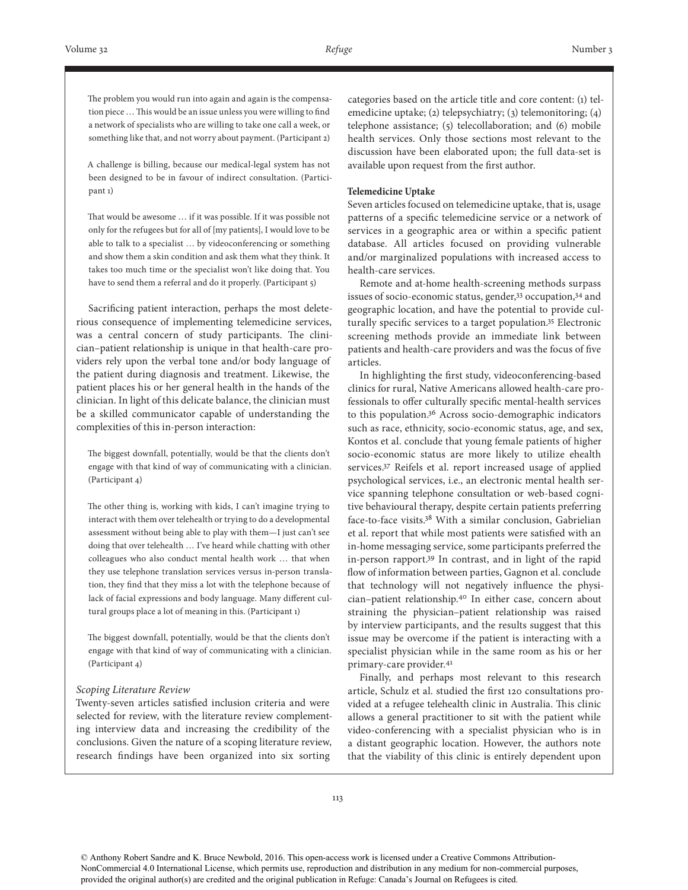> The problem you would run into again and again is the compensation piece … This would be an issue unless you were willing to find a network of specialists who are willing to take one call a week, or something like that, and not worry about payment. (Participant 2)

> A challenge is billing, because our medical-legal system has not been designed to be in favour of indirect consultation. (Participant 1)

> That would be awesome … if it was possible. If it was possible not only for the refugees but for all of [my patients], I would love to be able to talk to a specialist … by videoconferencing or something and show them a skin condition and ask them what they think. It takes too much time or the specialist won't like doing that. You have to send them a referral and do it properly. (Participant 5)

Sacrificing patient interaction, perhaps the most deleterious consequence of implementing telemedicine services, was a central concern of study participants. The clinician–patient relationship is unique in that health-care providers rely upon the verbal tone and/or body language of the patient during diagnosis and treatment. Likewise, the patient places his or her general health in the hands of the clinician. In light of this delicate balance, the clinician must be a skilled communicator capable of understanding the complexities of this in-person interaction:

> The biggest downfall, potentially, would be that the clients don't engage with that kind of way of communicating with a clinician. (Participant 4)

> The other thing is, working with kids, I can't imagine trying to interact with them over telehealth or trying to do a developmental assessment without being able to play with them—I just can't see doing that over telehealth … I've heard while chatting with other colleagues who also conduct mental health work … that when they use telephone translation services versus in-person translation, they find that they miss a lot with the telephone because of lack of facial expressions and body language. Many different cultural groups place a lot of meaning in this. (Participant 1)

> The biggest downfall, potentially, would be that the clients don't engage with that kind of way of communicating with a clinician. (Participant 4)

### *Scoping Literature Review*

Twenty-seven articles satisfied inclusion criteria and were selected for review, with the literature review complementing interview data and increasing the credibility of the conclusions. Given the nature of a scoping literature review, research findings have been organized into six sorting categories based on the article title and core content: (1) telemedicine uptake; (2) telepsychiatry; (3) telemonitoring; (4) telephone assistance; (5) telecollaboration; and (6) mobile health services. Only those sections most relevant to the discussion have been elaborated upon; the full data-set is available upon request from the first author.

#### **Telemedicine Uptake**

Seven articles focused on telemedicine uptake, that is, usage patterns of a specific telemedicine service or a network of services in a geographic area or within a specific patient database. All articles focused on providing vulnerable and/or marginalized populations with increased access to health-care services.

Remote and at-home health-screening methods surpass issues of socio-economic status, gender,[33] occupation,[34] and geographic location, and have the potential to provide culturally specific services to a target population.[35] Electronic screening methods provide an immediate link between patients and health-care providers and was the focus of five articles.

In highlighting the first study, videoconferencing-based clinics for rural, Native Americans allowed health-care professionals to offer culturally specific mental-health services to this population.[36] Across socio-demographic indicators such as race, ethnicity, socio-economic status, age, and sex, Kontos et al. conclude that young female patients of higher socio-economic status are more likely to utilize ehealth services.[37] Reifels et al. report increased usage of applied psychological services, i.e., an electronic mental health service spanning telephone consultation or web-based cognitive behavioural therapy, despite certain patients preferring face-to-face visits.[38] With a similar conclusion, Gabrielian et al. report that while most patients were satisfied with an in-home messaging service, some participants preferred the in-person rapport.[39] In contrast, and in light of the rapid flow of information between parties, Gagnon et al. conclude that technology will not negatively influence the physician–patient relationship.[40] In either case, concern about straining the physician–patient relationship was raised by interview participants, and the results suggest that this issue may be overcome if the patient is interacting with a specialist physician while in the same room as his or her primary-care provider.[41]

Finally, and perhaps most relevant to this research article, Schulz et al. studied the first 120 consultations provided at a refugee telehealth clinic in Australia. This clinic allows a general practitioner to sit with the patient while video-conferencing with a specialist physician who is in a distant geographic location. However, the authors note that the viability of this clinic is entirely dependent upon

© Anthony Robert Sandre and K. Bruce Newbold, 2016. This open-access work is licensed under a Creative Commons Attribution-NonCommercial 4.0 International License, which permits use, reproduction and distribution in any medium for non-commercial purposes, provided the original author(s) are credited and the original publication in Refuge: Canada's Journal on Refugees is cited.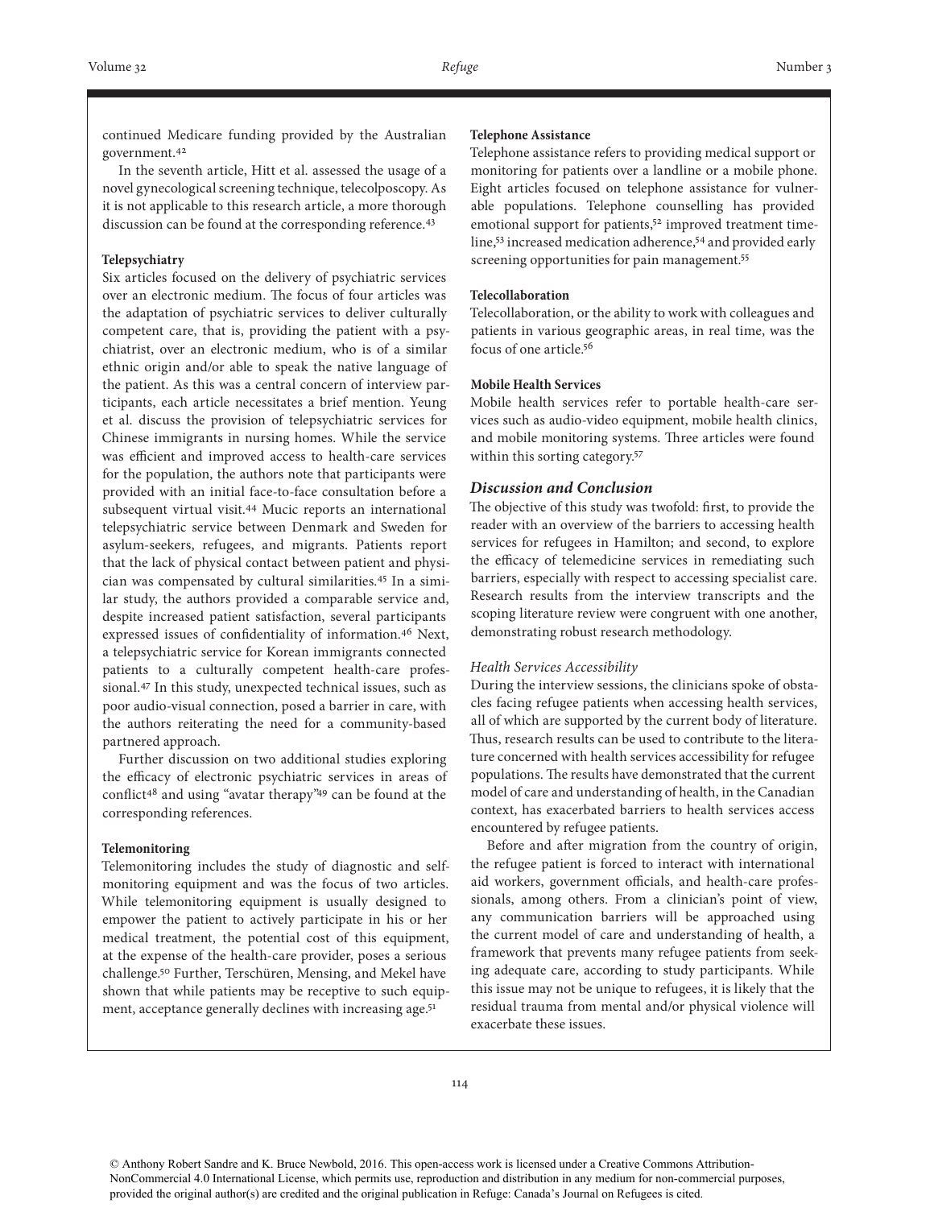continued Medicare funding provided by the Australian government.[42]

In the seventh article, Hitt et al. assessed the usage of a novel gynecological screening technique, telecolposcopy. As it is not applicable to this research article, a more thorough discussion can be found at the corresponding reference.[43]

#### Telepsychiatry

Six articles focused on the delivery of psychiatric services over an electronic medium. The focus of four articles was the adaptation of psychiatric services to deliver culturally competent care, that is, providing the patient with a psychiatrist, over an electronic medium, who is of a similar ethnic origin and/or able to speak the native language of the patient. As this was a central concern of interview participants, each article necessitates a brief mention. Yeung et al. discuss the provision of telepsychiatric services for Chinese immigrants in nursing homes. While the service was efficient and improved access to health-care services for the population, the authors note that participants were provided with an initial face-to-face consultation before a subsequent virtual visit.[44] Mucic reports an international telepsychiatric service between Denmark and Sweden for asylum-seekers, refugees, and migrants. Patients report that the lack of physical contact between patient and physician was compensated by cultural similarities.[45] In a similar study, the authors provided a comparable service and, despite increased patient satisfaction, several participants expressed issues of confidentiality of information.[46] Next, a telepsychiatric service for Korean immigrants connected patients to a culturally competent health-care professional.[47] In this study, unexpected technical issues, such as poor audio-visual connection, posed a barrier in care, with the authors reiterating the need for a community-based partnered approach.

Further discussion on two additional studies exploring the efficacy of electronic psychiatric services in areas of conflict[48] and using "avatar therapy"[49] can be found at the corresponding references.

#### Telemonitoring

Telemonitoring includes the study of diagnostic and self-monitoring equipment and was the focus of two articles. While telemonitoring equipment is usually designed to empower the patient to actively participate in his or her medical treatment, the potential cost of this equipment, at the expense of the health-care provider, poses a serious challenge.[50] Further, Terschüren, Mensing, and Mekel have shown that while patients may be receptive to such equipment, acceptance generally declines with increasing age.[51]

#### Telephone Assistance

Telephone assistance refers to providing medical support or monitoring for patients over a landline or a mobile phone. Eight articles focused on telephone assistance for vulnerable populations. Telephone counselling has provided emotional support for patients,[52] improved treatment timeline,[53] increased medication adherence,[54] and provided early screening opportunities for pain management.[55]

#### Telecollaboration

Telecollaboration, or the ability to work with colleagues and patients in various geographic areas, in real time, was the focus of one article.[56]

#### Mobile Health Services

Mobile health services refer to portable health-care services such as audio-video equipment, mobile health clinics, and mobile monitoring systems. Three articles were found within this sorting category.[57]

## *Discussion and Conclusion*

The objective of this study was twofold: first, to provide the reader with an overview of the barriers to accessing health services for refugees in Hamilton; and second, to explore the efficacy of telemedicine services in remediating such barriers, especially with respect to accessing specialist care. Research results from the interview transcripts and the scoping literature review were congruent with one another, demonstrating robust research methodology.

### *Health Services Accessibility*

During the interview sessions, the clinicians spoke of obstacles facing refugee patients when accessing health services, all of which are supported by the current body of literature. Thus, research results can be used to contribute to the literature concerned with health services accessibility for refugee populations. The results have demonstrated that the current model of care and understanding of health, in the Canadian context, has exacerbated barriers to health services access encountered by refugee patients.

Before and after migration from the country of origin, the refugee patient is forced to interact with international aid workers, government officials, and health-care professionals, among others. From a clinician's point of view, any communication barriers will be approached using the current model of care and understanding of health, a framework that prevents many refugee patients from seeking adequate care, according to study participants. While this issue may not be unique to refugees, it is likely that the residual trauma from mental and/or physical violence will exacerbate these issues.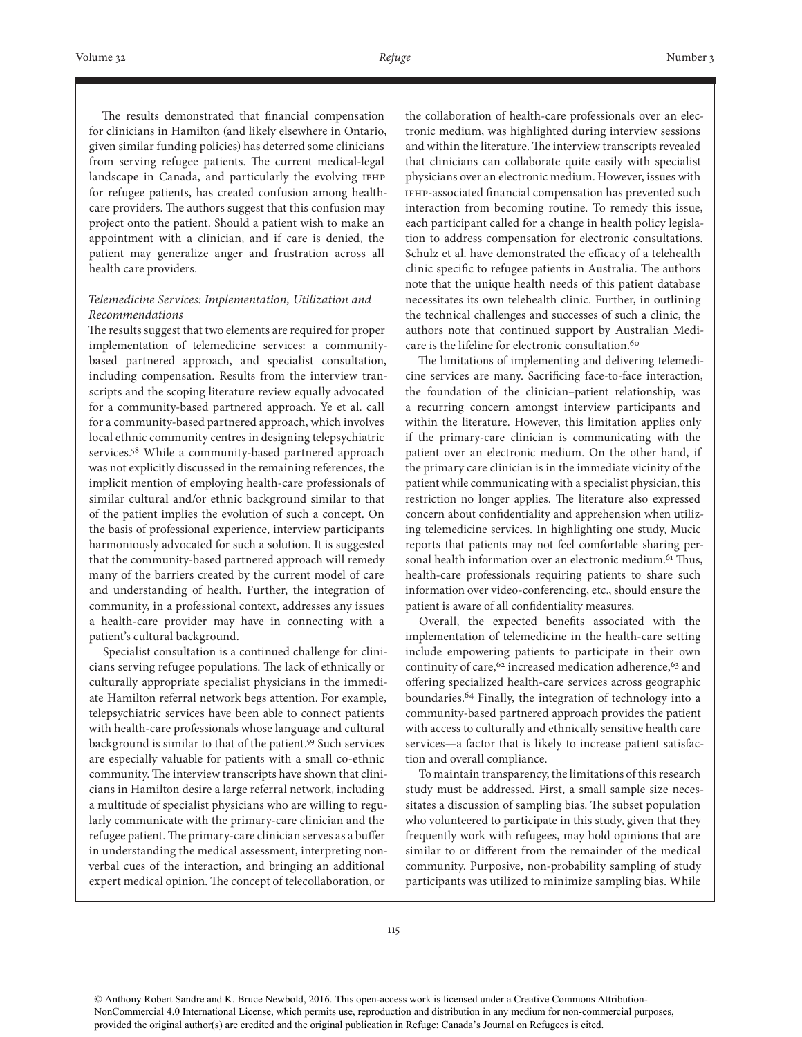The results demonstrated that financial compensation for clinicians in Hamilton (and likely elsewhere in Ontario, given similar funding policies) has deterred some clinicians from serving refugee patients. The current medical-legal landscape in Canada, and particularly the evolving IFHP for refugee patients, has created confusion among health-care providers. The authors suggest that this confusion may project onto the patient. Should a patient wish to make an appointment with a clinician, and if care is denied, the patient may generalize anger and frustration across all health care providers.

### *Telemedicine Services: Implementation, Utilization and Recommendations*

The results suggest that two elements are required for proper implementation of telemedicine services: a community-based partnered approach, and specialist consultation, including compensation. Results from the interview transcripts and the scoping literature review equally advocated for a community-based partnered approach. Ye et al. call for a community-based partnered approach, which involves local ethnic community centres in designing telepsychiatric services.[58] While a community-based partnered approach was not explicitly discussed in the remaining references, the implicit mention of employing health-care professionals of similar cultural and/or ethnic background similar to that of the patient implies the evolution of such a concept. On the basis of professional experience, interview participants harmoniously advocated for such a solution. It is suggested that the community-based partnered approach will remedy many of the barriers created by the current model of care and understanding of health. Further, the integration of community, in a professional context, addresses any issues a health-care provider may have in connecting with a patient's cultural background.

Specialist consultation is a continued challenge for clinicians serving refugee populations. The lack of ethnically or culturally appropriate specialist physicians in the immediate Hamilton referral network begs attention. For example, telepsychiatric services have been able to connect patients with health-care professionals whose language and cultural background is similar to that of the patient.[59] Such services are especially valuable for patients with a small co-ethnic community. The interview transcripts have shown that clinicians in Hamilton desire a large referral network, including a multitude of specialist physicians who are willing to regularly communicate with the primary-care clinician and the refugee patient. The primary-care clinician serves as a buffer in understanding the medical assessment, interpreting non-verbal cues of the interaction, and bringing an additional expert medical opinion. The concept of telecollaboration, or the collaboration of health-care professionals over an electronic medium, was highlighted during interview sessions and within the literature. The interview transcripts revealed that clinicians can collaborate quite easily with specialist physicians over an electronic medium. However, issues with IFHP-associated financial compensation has prevented such interaction from becoming routine. To remedy this issue, each participant called for a change in health policy legislation to address compensation for electronic consultations. Schulz et al. have demonstrated the efficacy of a telehealth clinic specific to refugee patients in Australia. The authors note that the unique health needs of this patient database necessitates its own telehealth clinic. Further, in outlining the technical challenges and successes of such a clinic, the authors note that continued support by Australian Medicare is the lifeline for electronic consultation.[60]

The limitations of implementing and delivering telemedicine services are many. Sacrificing face-to-face interaction, the foundation of the clinician–patient relationship, was a recurring concern amongst interview participants and within the literature. However, this limitation applies only if the primary-care clinician is communicating with the patient over an electronic medium. On the other hand, if the primary care clinician is in the immediate vicinity of the patient while communicating with a specialist physician, this restriction no longer applies. The literature also expressed concern about confidentiality and apprehension when utilizing telemedicine services. In highlighting one study, Mucic reports that patients may not feel comfortable sharing personal health information over an electronic medium.[61] Thus, health-care professionals requiring patients to share such information over video-conferencing, etc., should ensure the patient is aware of all confidentiality measures.

Overall, the expected benefits associated with the implementation of telemedicine in the health-care setting include empowering patients to participate in their own continuity of care,[62] increased medication adherence,[63] and offering specialized health-care services across geographic boundaries.[64] Finally, the integration of technology into a community-based partnered approach provides the patient with access to culturally and ethnically sensitive health care services—a factor that is likely to increase patient satisfaction and overall compliance.

To maintain transparency, the limitations of this research study must be addressed. First, a small sample size necessitates a discussion of sampling bias. The subset population who volunteered to participate in this study, given that they frequently work with refugees, may hold opinions that are similar to or different from the remainder of the medical community. Purposive, non-probability sampling of study participants was utilized to minimize sampling bias. While

© Anthony Robert Sandre and K. Bruce Newbold, 2016. This open-access work is licensed under a Creative Commons Attribution-NonCommercial 4.0 International License, which permits use, reproduction and distribution in any medium for non-commercial purposes, provided the original author(s) are credited and the original publication in Refuge: Canada's Journal on Refugees is cited.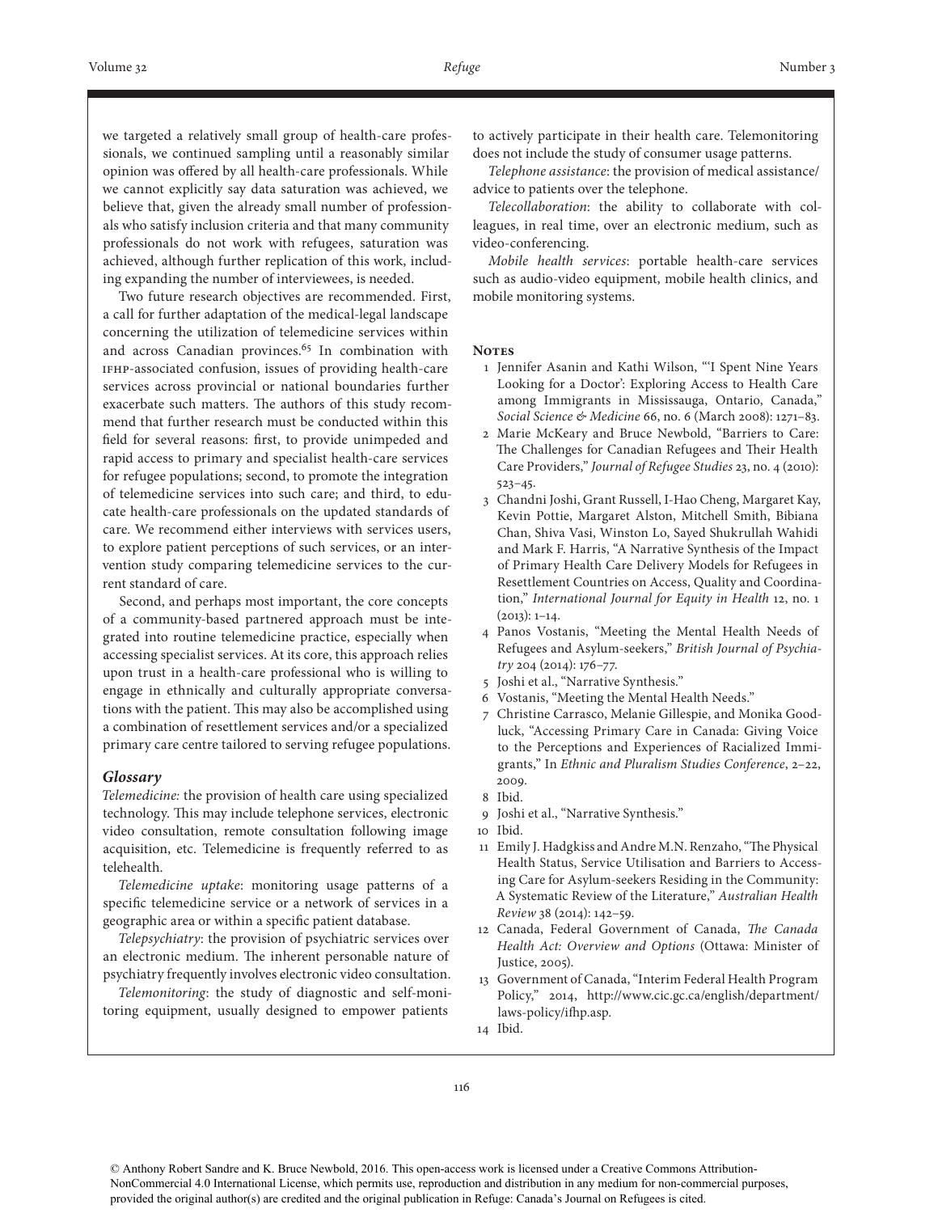we targeted a relatively small group of health-care professionals, we continued sampling until a reasonably similar opinion was offered by all health-care professionals. While we cannot explicitly say data saturation was achieved, we believe that, given the already small number of professionals who satisfy inclusion criteria and that many community professionals do not work with refugees, saturation was achieved, although further replication of this work, including expanding the number of interviewees, is needed.

Two future research objectives are recommended. First, a call for further adaptation of the medical-legal landscape concerning the utilization of telemedicine services within and across Canadian provinces.[65] In combination with IFHP-associated confusion, issues of providing health-care services across provincial or national boundaries further exacerbate such matters. The authors of this study recommend that further research must be conducted within this field for several reasons: first, to provide unimpeded and rapid access to primary and specialist health-care services for refugee populations; second, to promote the integration of telemedicine services into such care; and third, to educate health-care professionals on the updated standards of care. We recommend either interviews with services users, to explore patient perceptions of such services, or an intervention study comparing telemedicine services to the current standard of care.

Second, and perhaps most important, the core concepts of a community-based partnered approach must be integrated into routine telemedicine practice, especially when accessing specialist services. At its core, this approach relies upon trust in a health-care professional who is willing to engage in ethnically and culturally appropriate conversations with the patient. This may also be accomplished using a combination of resettlement services and/or a specialized primary care centre tailored to serving refugee populations.

### *Glossary*

*Telemedicine:* the provision of health care using specialized technology. This may include telephone services, electronic video consultation, remote consultation following image acquisition, etc. Telemedicine is frequently referred to as telehealth.

*Telemedicine uptake*: monitoring usage patterns of a specific telemedicine service or a network of services in a geographic area or within a specific patient database.

*Telepsychiatry*: the provision of psychiatric services over an electronic medium. The inherent personable nature of psychiatry frequently involves electronic video consultation.

*Telemonitoring*: the study of diagnostic and self-monitoring equipment, usually designed to empower patients to actively participate in their health care. Telemonitoring does not include the study of consumer usage patterns.

*Telephone assistance*: the provision of medical assistance/advice to patients over the telephone.

*Telecollaboration*: the ability to collaborate with colleagues, in real time, over an electronic medium, such as video-conferencing.

*Mobile health services*: portable health-care services such as audio-video equipment, mobile health clinics, and mobile monitoring systems.

### Notes

1. Jennifer Asanin and Kathi Wilson, "'I Spent Nine Years Looking for a Doctor': Exploring Access to Health Care among Immigrants in Mississauga, Ontario, Canada," *Social Science & Medicine* 66, no. 6 (March 2008): 1271–83.
2. Marie McKeary and Bruce Newbold, "Barriers to Care: The Challenges for Canadian Refugees and Their Health Care Providers," *Journal of Refugee Studies* 23, no. 4 (2010): 523–45.
3. Chandni Joshi, Grant Russell, I-Hao Cheng, Margaret Kay, Kevin Pottie, Margaret Alston, Mitchell Smith, Bibiana Chan, Shiva Vasi, Winston Lo, Sayed Shukrullah Wahidi and Mark F. Harris, "A Narrative Synthesis of the Impact of Primary Health Care Delivery Models for Refugees in Resettlement Countries on Access, Quality and Coordination," *International Journal for Equity in Health* 12, no. 1 (2013): 1–14.
4. Panos Vostanis, "Meeting the Mental Health Needs of Refugees and Asylum-seekers," *British Journal of Psychiatry* 204 (2014): 176–77.
5. Joshi et al., "Narrative Synthesis."
6. Vostanis, "Meeting the Mental Health Needs."
7. Christine Carrasco, Melanie Gillespie, and Monika Goodluck, "Accessing Primary Care in Canada: Giving Voice to the Perceptions and Experiences of Racialized Immigrants," In *Ethnic and Pluralism Studies Conference*, 2–22, 2009.
8. Ibid.
9. Joshi et al., "Narrative Synthesis."
10. Ibid.
11. Emily J. Hadgkiss and Andre M.N. Renzaho, "The Physical Health Status, Service Utilisation and Barriers to Accessing Care for Asylum-seekers Residing in the Community: A Systematic Review of the Literature," *Australian Health Review* 38 (2014): 142–59.
12. Canada, Federal Government of Canada, *The Canada Health Act: Overview and Options* (Ottawa: Minister of Justice, 2005).
13. Government of Canada, "Interim Federal Health Program Policy," 2014, http://www.cic.gc.ca/english/department/laws-policy/ifhp.asp.
14. Ibid.

© Anthony Robert Sandre and K. Bruce Newbold, 2016. This open-access work is licensed under a Creative Commons Attribution-NonCommercial 4.0 International License, which permits use, reproduction and distribution in any medium for non-commercial purposes, provided the original author(s) are credited and the original publication in Refuge: Canada's Journal on Refugees is cited.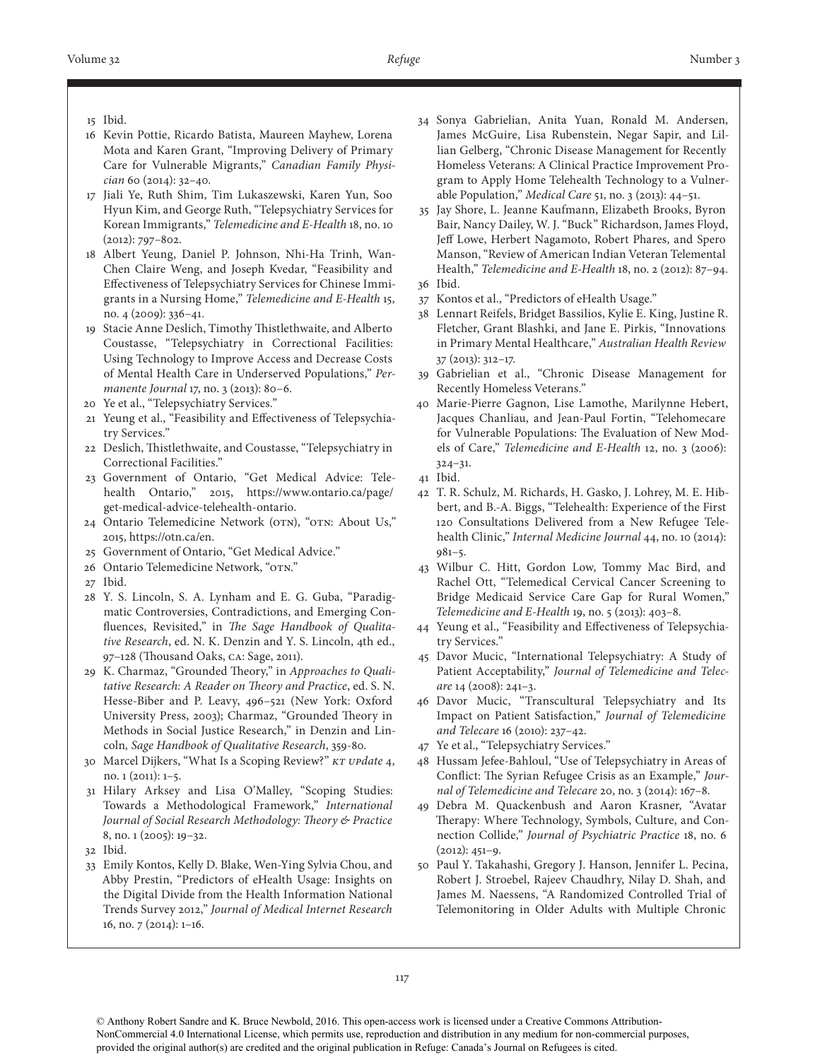15 Ibid.

16 Kevin Pottie, Ricardo Batista, Maureen Mayhew, Lorena Mota and Karen Grant, "Improving Delivery of Primary Care for Vulnerable Migrants," *Canadian Family Physician* 60 (2014): 32–40.

17 Jiali Ye, Ruth Shim, Tim Lukaszewski, Karen Yun, Soo Hyun Kim, and George Ruth, "Telepsychiatry Services for Korean Immigrants," *Telemedicine and E-Health* 18, no. 10 (2012): 797–802.

18 Albert Yeung, Daniel P. Johnson, Nhi-Ha Trinh, Wan-Chen Claire Weng, and Joseph Kvedar, "Feasibility and Effectiveness of Telepsychiatry Services for Chinese Immigrants in a Nursing Home," *Telemedicine and E-Health* 15, no. 4 (2009): 336–41.

19 Stacie Anne Deslich, Timothy Thistlethwaite, and Alberto Coustasse, "Telepsychiatry in Correctional Facilities: Using Technology to Improve Access and Decrease Costs of Mental Health Care in Underserved Populations," *Permanente Journal* 17, no. 3 (2013): 80–6.

20 Ye et al., "Telepsychiatry Services."

21 Yeung et al., "Feasibility and Effectiveness of Telepsychiatry Services."

22 Deslich, Thistlethwaite, and Coustasse, "Telepsychiatry in Correctional Facilities."

23 Government of Ontario, "Get Medical Advice: Telehealth Ontario," 2015, https://www.ontario.ca/page/get-medical-advice-telehealth-ontario.

24 Ontario Telemedicine Network (OTN), "OTN: About Us," 2015, https://otn.ca/en.

25 Government of Ontario, "Get Medical Advice."

26 Ontario Telemedicine Network, "OTN."

27 Ibid.

28 Y. S. Lincoln, S. A. Lynham and E. G. Guba, "Paradigmatic Controversies, Contradictions, and Emerging Confluences, Revisited," in *The Sage Handbook of Qualitative Research*, ed. N. K. Denzin and Y. S. Lincoln, 4th ed., 97–128 (Thousand Oaks, CA: Sage, 2011).

29 K. Charmaz, "Grounded Theory," in *Approaches to Qualitative Research: A Reader on Theory and Practice*, ed. S. N. Hesse-Biber and P. Leavy, 496–521 (New York: Oxford University Press, 2003); Charmaz, "Grounded Theory in Methods in Social Justice Research," in Denzin and Lincoln, *Sage Handbook of Qualitative Research*, 359-80.

30 Marcel Dijkers, "What Is a Scoping Review?" *KT Update* 4, no. 1 (2011): 1–5.

31 Hilary Arksey and Lisa O'Malley, "Scoping Studies: Towards a Methodological Framework," *International Journal of Social Research Methodology: Theory & Practice* 8, no. 1 (2005): 19–32.

32 Ibid.

33 Emily Kontos, Kelly D. Blake, Wen-Ying Sylvia Chou, and Abby Prestin, "Predictors of eHealth Usage: Insights on the Digital Divide from the Health Information National Trends Survey 2012," *Journal of Medical Internet Research* 16, no. 7 (2014): 1–16.

34 Sonya Gabrielian, Anita Yuan, Ronald M. Andersen, James McGuire, Lisa Rubenstein, Negar Sapir, and Lillian Gelberg, "Chronic Disease Management for Recently Homeless Veterans: A Clinical Practice Improvement Program to Apply Home Telehealth Technology to a Vulnerable Population," *Medical Care* 51, no. 3 (2013): 44–51.

35 Jay Shore, L. Jeanne Kaufmann, Elizabeth Brooks, Byron Bair, Nancy Dailey, W. J. "Buck" Richardson, James Floyd, Jeff Lowe, Herbert Nagamoto, Robert Phares, and Spero Manson, "Review of American Indian Veteran Telemental Health," *Telemedicine and E-Health* 18, no. 2 (2012): 87–94.

36 Ibid.

37 Kontos et al., "Predictors of eHealth Usage."

38 Lennart Reifels, Bridget Bassilios, Kylie E. King, Justine R. Fletcher, Grant Blashki, and Jane E. Pirkis, "Innovations in Primary Mental Healthcare," *Australian Health Review* 37 (2013): 312–17.

39 Gabrielian et al., "Chronic Disease Management for Recently Homeless Veterans."

40 Marie-Pierre Gagnon, Lise Lamothe, Marilynne Hebert, Jacques Chanliau, and Jean-Paul Fortin, "Telehomecare for Vulnerable Populations: The Evaluation of New Models of Care," *Telemedicine and E-Health* 12, no. 3 (2006): 324–31.

41 Ibid.

42 T. R. Schulz, M. Richards, H. Gasko, J. Lohrey, M. E. Hibbert, and B.-A. Biggs, "Telehealth: Experience of the First 120 Consultations Delivered from a New Refugee Telehealth Clinic," *Internal Medicine Journal* 44, no. 10 (2014): 981–5.

43 Wilbur C. Hitt, Gordon Low, Tommy Mac Bird, and Rachel Ott, "Telemedical Cervical Cancer Screening to Bridge Medicaid Service Care Gap for Rural Women," *Telemedicine and E-Health* 19, no. 5 (2013): 403–8.

44 Yeung et al., "Feasibility and Effectiveness of Telepsychiatry Services."

45 Davor Mucic, "International Telepsychiatry: A Study of Patient Acceptability," *Journal of Telemedicine and Telecare* 14 (2008): 241–3.

46 Davor Mucic, "Transcultural Telepsychiatry and Its Impact on Patient Satisfaction," *Journal of Telemedicine and Telecare* 16 (2010): 237–42.

47 Ye et al., "Telepsychiatry Services."

48 Hussam Jefee-Bahloul, "Use of Telepsychiatry in Areas of Conflict: The Syrian Refugee Crisis as an Example," *Journal of Telemedicine and Telecare* 20, no. 3 (2014): 167–8.

49 Debra M. Quackenbush and Aaron Krasner, "Avatar Therapy: Where Technology, Symbols, Culture, and Connection Collide," *Journal of Psychiatric Practice* 18, no. 6 (2012): 451–9.

50 Paul Y. Takahashi, Gregory J. Hanson, Jennifer L. Pecina, Robert J. Stroebel, Rajeev Chaudhry, Nilay D. Shah, and James M. Naessens, "A Randomized Controlled Trial of Telemonitoring in Older Adults with Multiple Chronic

© Anthony Robert Sandre and K. Bruce Newbold, 2016. This open-access work is licensed under a Creative Commons Attribution-NonCommercial 4.0 International License, which permits use, reproduction and distribution in any medium for non-commercial purposes, provided the original author(s) are credited and the original publication in Refuge: Canada's Journal on Refugees is cited.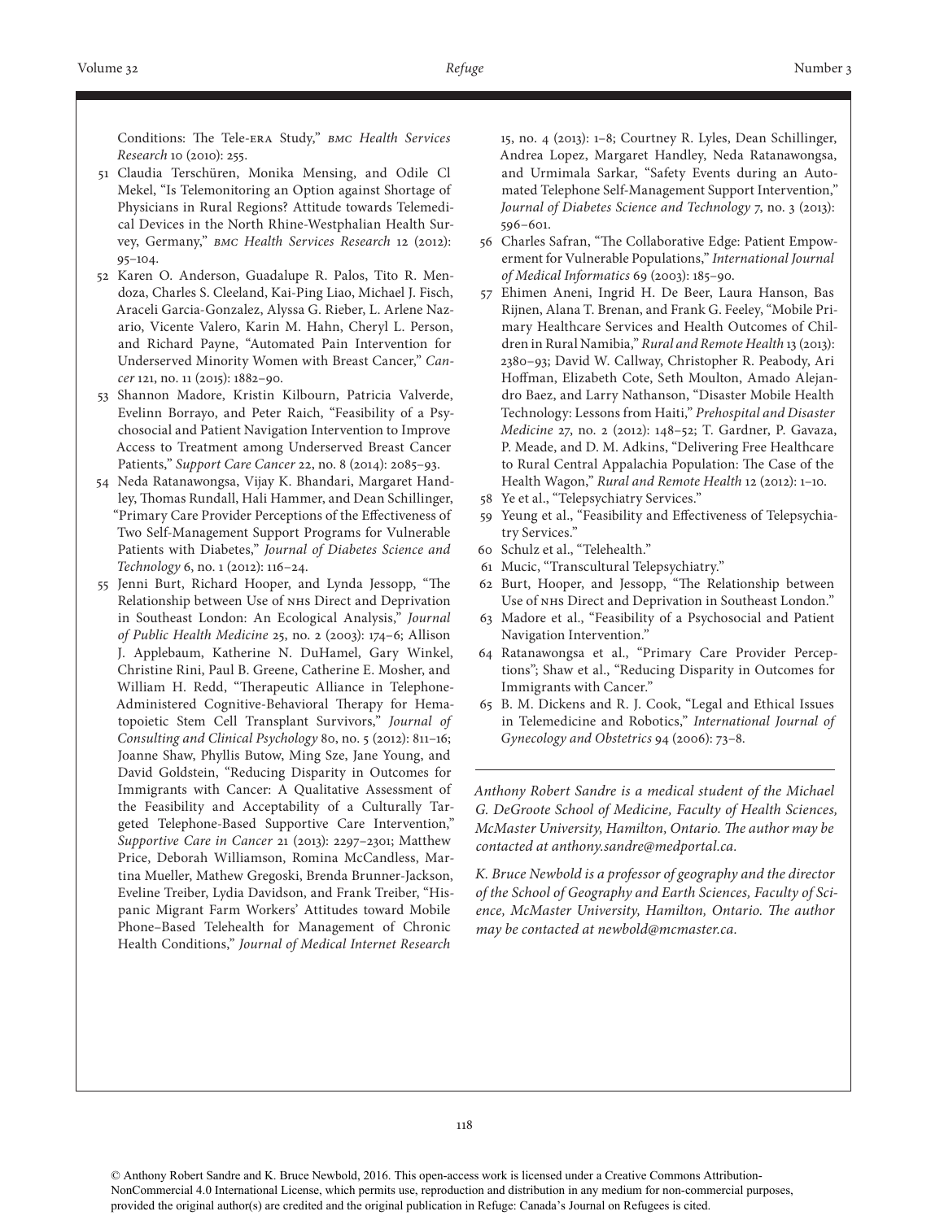Conditions: The Tele-ERA Study," *BMC Health Services Research* 10 (2010): 255.

51 Claudia Terschüren, Monika Mensing, and Odile Cl Mekel, "Is Telemonitoring an Option against Shortage of Physicians in Rural Regions? Attitude towards Telemedical Devices in the North Rhine-Westphalian Health Survey, Germany," *BMC Health Services Research* 12 (2012): 95–104.

52 Karen O. Anderson, Guadalupe R. Palos, Tito R. Mendoza, Charles S. Cleeland, Kai-Ping Liao, Michael J. Fisch, Araceli Garcia-Gonzalez, Alyssa G. Rieber, L. Arlene Nazario, Vicente Valero, Karin M. Hahn, Cheryl L. Person, and Richard Payne, "Automated Pain Intervention for Underserved Minority Women with Breast Cancer," *Cancer* 121, no. 11 (2015): 1882–90.

53 Shannon Madore, Kristin Kilbourn, Patricia Valverde, Evelinn Borrayo, and Peter Raich, "Feasibility of a Psychosocial and Patient Navigation Intervention to Improve Access to Treatment among Underserved Breast Cancer Patients," *Support Care Cancer* 22, no. 8 (2014): 2085–93.

54 Neda Ratanawongsa, Vijay K. Bhandari, Margaret Handley, Thomas Rundall, Hali Hammer, and Dean Schillinger, "Primary Care Provider Perceptions of the Effectiveness of Two Self-Management Support Programs for Vulnerable Patients with Diabetes," *Journal of Diabetes Science and Technology* 6, no. 1 (2012): 116–24.

55 Jenni Burt, Richard Hooper, and Lynda Jessopp, "The Relationship between Use of NHS Direct and Deprivation in Southeast London: An Ecological Analysis," *Journal of Public Health Medicine* 25, no. 2 (2003): 174–6; Allison J. Applebaum, Katherine N. DuHamel, Gary Winkel, Christine Rini, Paul B. Greene, Catherine E. Mosher, and William H. Redd, "Therapeutic Alliance in Telephone-Administered Cognitive-Behavioral Therapy for Hematopoietic Stem Cell Transplant Survivors," *Journal of Consulting and Clinical Psychology* 80, no. 5 (2012): 811–16; Joanne Shaw, Phyllis Butow, Ming Sze, Jane Young, and David Goldstein, "Reducing Disparity in Outcomes for Immigrants with Cancer: A Qualitative Assessment of the Feasibility and Acceptability of a Culturally Targeted Telephone-Based Supportive Care Intervention," *Supportive Care in Cancer* 21 (2013): 2297–2301; Matthew Price, Deborah Williamson, Romina McCandless, Martina Mueller, Mathew Gregoski, Brenda Brunner-Jackson, Eveline Treiber, Lydia Davidson, and Frank Treiber, "Hispanic Migrant Farm Workers' Attitudes toward Mobile Phone–Based Telehealth for Management of Chronic Health Conditions," *Journal of Medical Internet Research* 15, no. 4 (2013): 1–8; Courtney R. Lyles, Dean Schillinger, Andrea Lopez, Margaret Handley, Neda Ratanawongsa, and Urmimala Sarkar, "Safety Events during an Automated Telephone Self-Management Support Intervention," *Journal of Diabetes Science and Technology* 7, no. 3 (2013): 596–601.

56 Charles Safran, "The Collaborative Edge: Patient Empowerment for Vulnerable Populations," *International Journal of Medical Informatics* 69 (2003): 185–90.

57 Ehimen Aneni, Ingrid H. De Beer, Laura Hanson, Bas Rijnen, Alana T. Brenan, and Frank G. Feeley, "Mobile Primary Healthcare Services and Health Outcomes of Children in Rural Namibia," *Rural and Remote Health* 13 (2013): 2380–93; David W. Callway, Christopher R. Peabody, Ari Hoffman, Elizabeth Cote, Seth Moulton, Amado Alejandro Baez, and Larry Nathanson, "Disaster Mobile Health Technology: Lessons from Haiti," *Prehospital and Disaster Medicine* 27, no. 2 (2012): 148–52; T. Gardner, P. Gavaza, P. Meade, and D. M. Adkins, "Delivering Free Healthcare to Rural Central Appalachia Population: The Case of the Health Wagon," *Rural and Remote Health* 12 (2012): 1–10.

58 Ye et al., "Telepsychiatry Services."

59 Yeung et al., "Feasibility and Effectiveness of Telepsychiatry Services."

60 Schulz et al., "Telehealth."

61 Mucic, "Transcultural Telepsychiatry."

62 Burt, Hooper, and Jessopp, "The Relationship between Use of NHS Direct and Deprivation in Southeast London."

63 Madore et al., "Feasibility of a Psychosocial and Patient Navigation Intervention."

64 Ratanawongsa et al., "Primary Care Provider Perceptions"; Shaw et al., "Reducing Disparity in Outcomes for Immigrants with Cancer."

65 B. M. Dickens and R. J. Cook, "Legal and Ethical Issues in Telemedicine and Robotics," *International Journal of Gynecology and Obstetrics* 94 (2006): 73–8.

---

*Anthony Robert Sandre is a medical student of the Michael G. DeGroote School of Medicine, Faculty of Health Sciences, McMaster University, Hamilton, Ontario. The author may be contacted at anthony.sandre@medportal.ca.*

*K. Bruce Newbold is a professor of geography and the director of the School of Geography and Earth Sciences, Faculty of Science, McMaster University, Hamilton, Ontario. The author may be contacted at newbold@mcmaster.ca.*

© Anthony Robert Sandre and K. Bruce Newbold, 2016. This open-access work is licensed under a Creative Commons Attribution-NonCommercial 4.0 International License, which permits use, reproduction and distribution in any medium for non-commercial purposes, provided the original author(s) are credited and the original publication in Refuge: Canada's Journal on Refugees is cited.